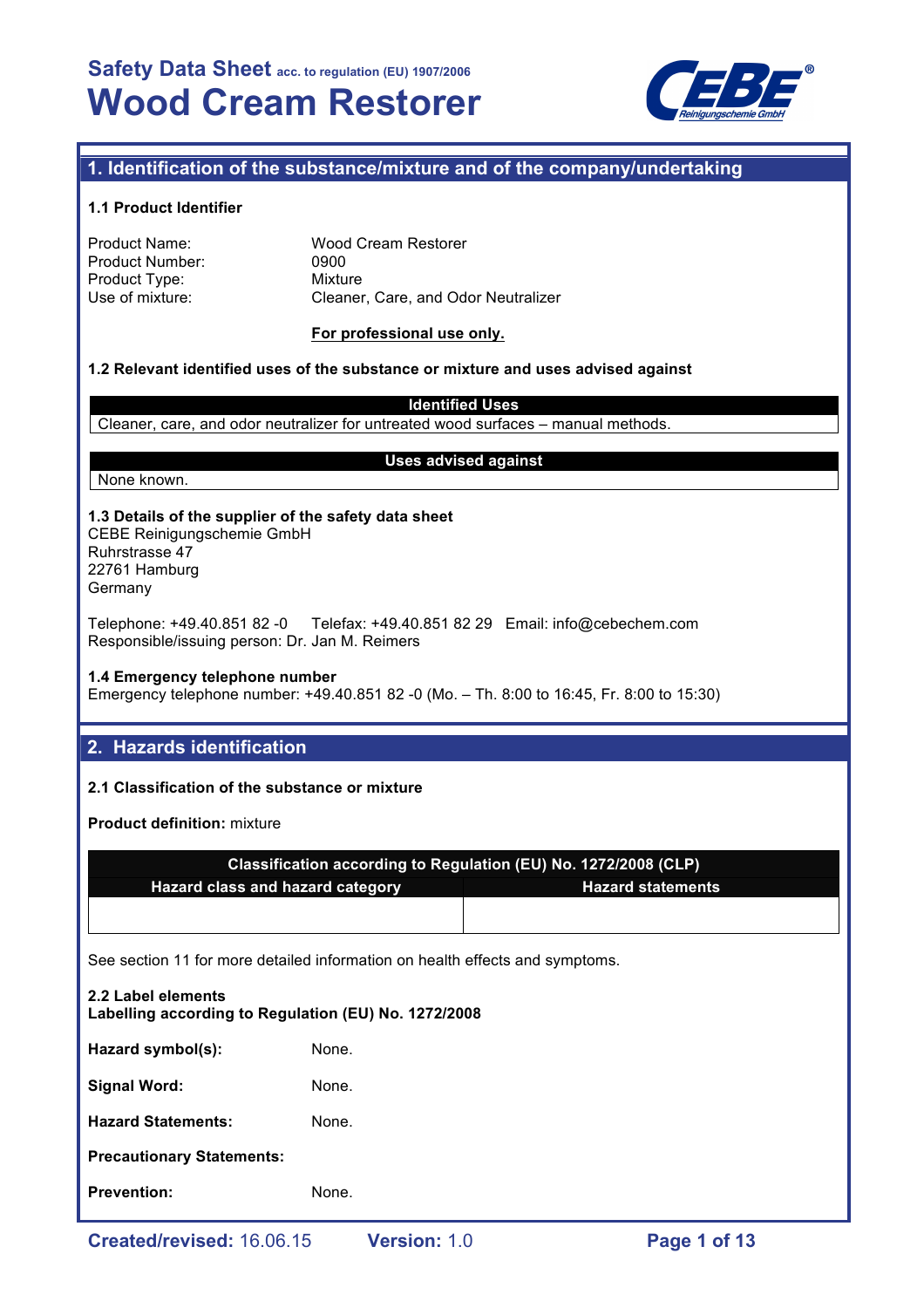# Safety Data Sheet acc. to regulation (EU) 1907/2006

# Wood Cream Restorer

## 1. Identification of the substance/mixture and of the company/undertaking

### 1.1 Product Identifier

Product Name: Wood Cream Restorer
Product Number: 0900
Product Type: Mixture
Use of mixture: Cleaner, Care, and Odor Neutralizer

**For professional use only.**

### 1.2 Relevant identified uses of the substance or mixture and uses advised against

| Identified Uses |
|---|
| Cleaner, care, and odor neutralizer for untreated wood surfaces – manual methods. |

| Uses advised against |
|---|
| None known. |

### 1.3 Details of the supplier of the safety data sheet

CEBE Reinigungschemie GmbH
Ruhrstrasse 47
22761 Hamburg
Germany

Telephone: +49.40.851 82 -0 Telefax: +49.40.851 82 29 Email: info@cebechem.com
Responsible/issuing person: Dr. Jan M. Reimers

### 1.4 Emergency telephone number

Emergency telephone number: +49.40.851 82 -0 (Mo. – Th. 8:00 to 16:45, Fr. 8:00 to 15:30)

## 2. Hazards identification

### 2.1 Classification of the substance or mixture

**Product definition:** mixture

| Classification according to Regulation (EU) No. 1272/2008 (CLP) | |
|---|---|
| **Hazard class and hazard category** | **Hazard statements** |
| | |

See section 11 for more detailed information on health effects and symptoms.

### 2.2 Label elements

**Labelling according to Regulation (EU) No. 1272/2008**

**Hazard symbol(s):** None.

**Signal Word:** None.

**Hazard Statements:** None.

**Precautionary Statements:**

**Prevention:** None.

Created/revised: 16.06.15 Version: 1.0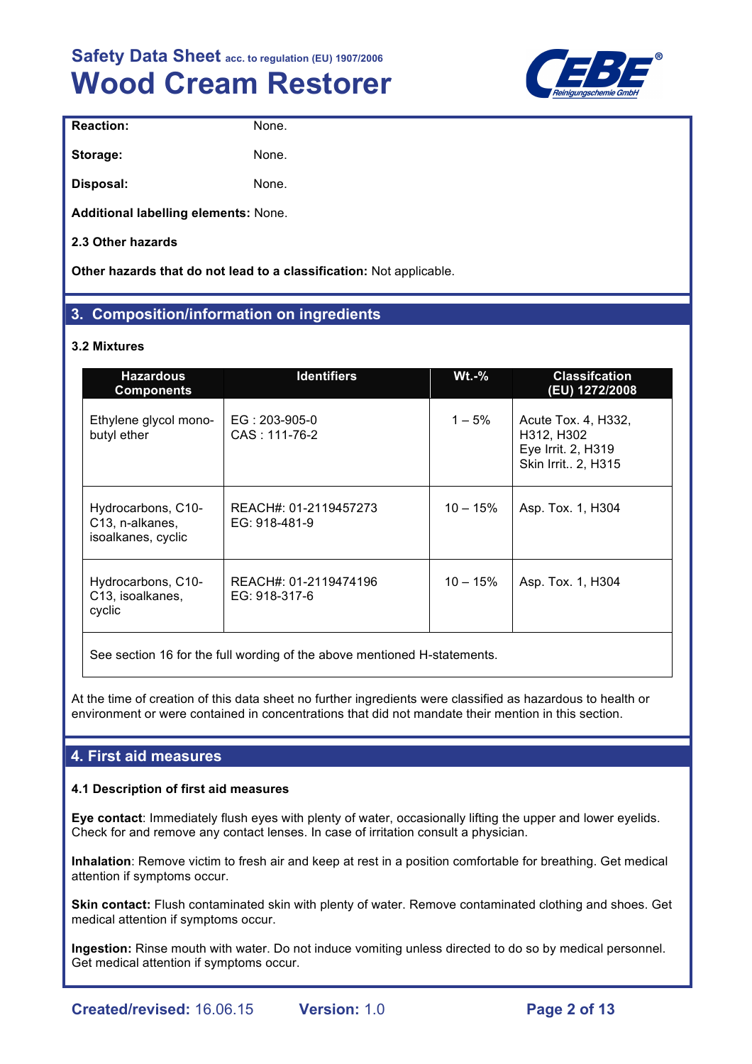**Reaction:** None.

**Storage:** None.

**Disposal:** None.

**Additional labelling elements:** None.

**2.3 Other hazards**

**Other hazards that do not lead to a classification:** Not applicable.

## 3. Composition/information on ingredients

**3.2 Mixtures**

| Hazardous Components | Identifiers | Wt.-% | Classifcation (EU) 1272/2008 |
|---|---|---|---|
| Ethylene glycol mono-butyl ether | EG : 203-905-0<br>CAS : 111-76-2 | 1 – 5% | Acute Tox. 4, H332, H312, H302<br>Eye Irrit. 2, H319<br>Skin Irrit.. 2, H315 |
| Hydrocarbons, C10-C13, n-alkanes, isoalkanes, cyclic | REACH#: 01-2119457273<br>EG: 918-481-9 | 10 – 15% | Asp. Tox. 1, H304 |
| Hydrocarbons, C10-C13, isoalkanes, cyclic | REACH#: 01-2119474196<br>EG: 918-317-6 | 10 – 15% | Asp. Tox. 1, H304 |
| See section 16 for the full wording of the above mentioned H-statements. | | | |

At the time of creation of this data sheet no further ingredients were classified as hazardous to health or environment or were contained in concentrations that did not mandate their mention in this section.

## 4. First aid measures

**4.1 Description of first aid measures**

**Eye contact**: Immediately flush eyes with plenty of water, occasionally lifting the upper and lower eyelids. Check for and remove any contact lenses. In case of irritation consult a physician.

**Inhalation**: Remove victim to fresh air and keep at rest in a position comfortable for breathing. Get medical attention if symptoms occur.

**Skin contact:** Flush contaminated skin with plenty of water. Remove contaminated clothing and shoes. Get medical attention if symptoms occur.

**Ingestion:** Rinse mouth with water. Do not induce vomiting unless directed to do so by medical personnel. Get medical attention if symptoms occur.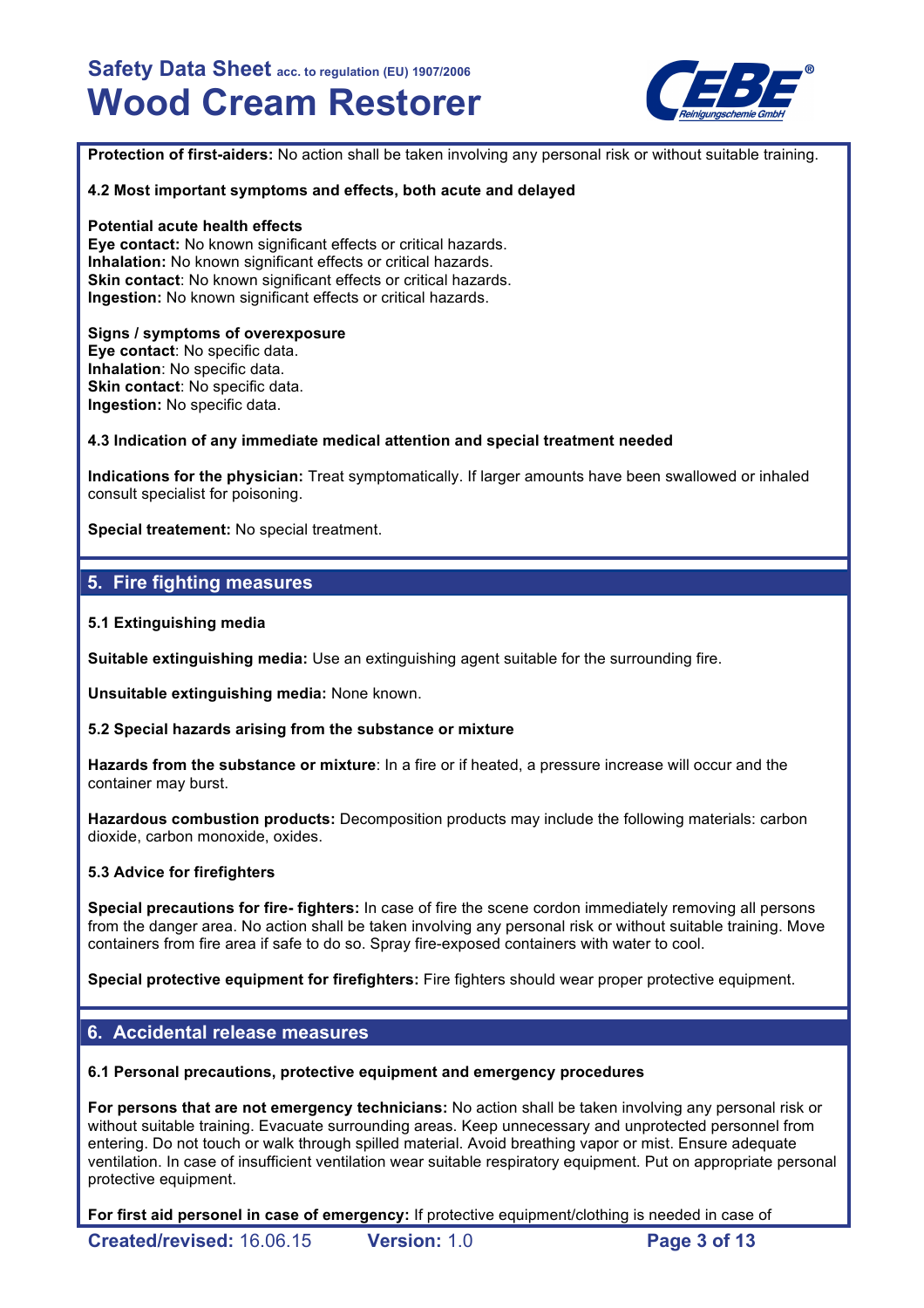**Protection of first-aiders:** No action shall be taken involving any personal risk or without suitable training.

**4.2 Most important symptoms and effects, both acute and delayed**

**Potential acute health effects**
**Eye contact:** No known significant effects or critical hazards.
**Inhalation:** No known significant effects or critical hazards.
**Skin contact**: No known significant effects or critical hazards.
**Ingestion:** No known significant effects or critical hazards.

**Signs / symptoms of overexposure**
**Eye contact**: No specific data.
**Inhalation**: No specific data.
**Skin contact**: No specific data.
**Ingestion:** No specific data.

**4.3 Indication of any immediate medical attention and special treatment needed**

**Indications for the physician:** Treat symptomatically. If larger amounts have been swallowed or inhaled consult specialist for poisoning.

**Special treatement:** No special treatment.

## 5. Fire fighting measures

**5.1 Extinguishing media**

**Suitable extinguishing media:** Use an extinguishing agent suitable for the surrounding fire.

**Unsuitable extinguishing media:** None known.

**5.2 Special hazards arising from the substance or mixture**

**Hazards from the substance or mixture**: In a fire or if heated, a pressure increase will occur and the container may burst.

**Hazardous combustion products:** Decomposition products may include the following materials: carbon dioxide, carbon monoxide, oxides.

**5.3 Advice for firefighters**

**Special precautions for fire- fighters:** In case of fire the scene cordon immediately removing all persons from the danger area. No action shall be taken involving any personal risk or without suitable training. Move containers from fire area if safe to do so. Spray fire-exposed containers with water to cool.

**Special protective equipment for firefighters:** Fire fighters should wear proper protective equipment.

## 6. Accidental release measures

**6.1 Personal precautions, protective equipment and emergency procedures**

**For persons that are not emergency technicians:** No action shall be taken involving any personal risk or without suitable training. Evacuate surrounding areas. Keep unnecessary and unprotected personnel from entering. Do not touch or walk through spilled material. Avoid breathing vapor or mist. Ensure adequate ventilation. In case of insufficient ventilation wear suitable respiratory equipment. Put on appropriate personal protective equipment.

**For first aid personel in case of emergency:** If protective equipment/clothing is needed in case of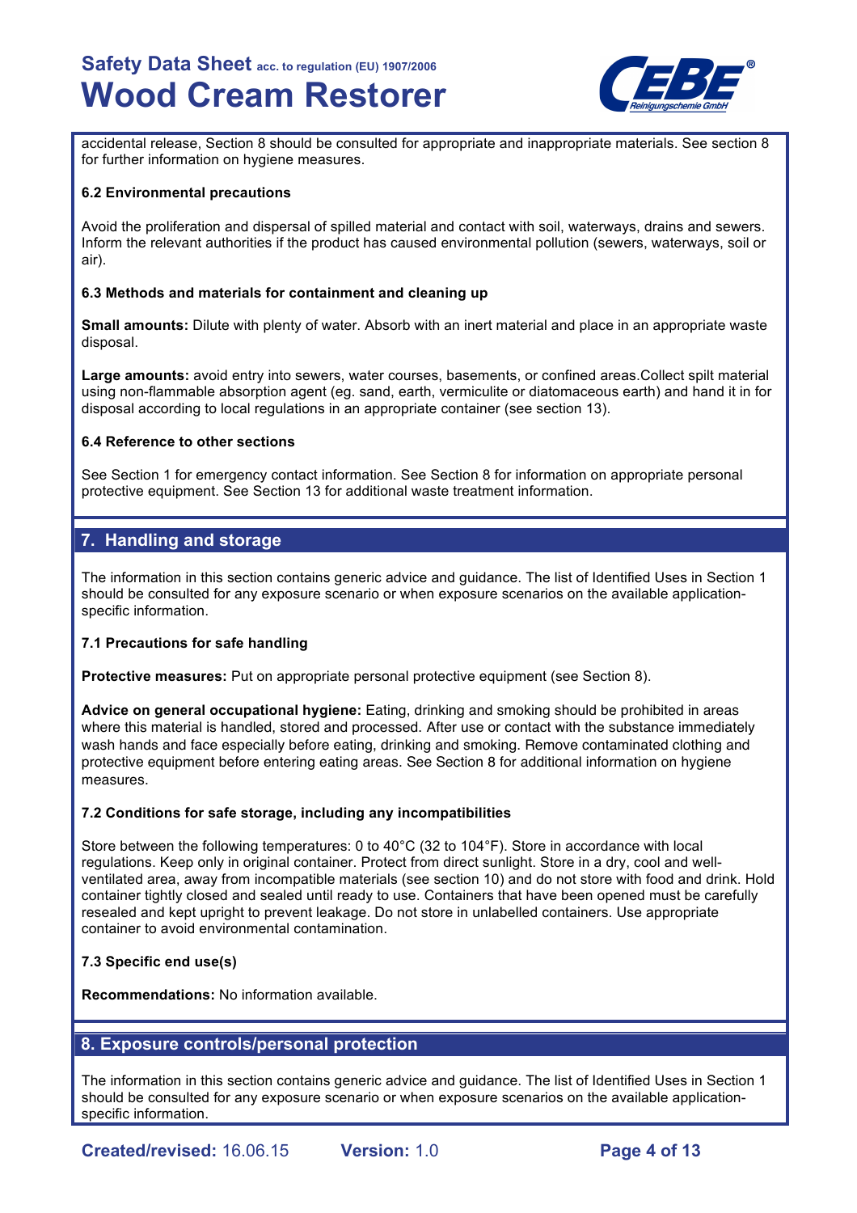accidental release, Section 8 should be consulted for appropriate and inappropriate materials. See section 8 for further information on hygiene measures.

**6.2 Environmental precautions**

Avoid the proliferation and dispersal of spilled material and contact with soil, waterways, drains and sewers. Inform the relevant authorities if the product has caused environmental pollution (sewers, waterways, soil or air).

**6.3 Methods and materials for containment and cleaning up**

**Small amounts:** Dilute with plenty of water. Absorb with an inert material and place in an appropriate waste disposal.

**Large amounts:** avoid entry into sewers, water courses, basements, or confined areas.Collect spilt material using non-flammable absorption agent (eg. sand, earth, vermiculite or diatomaceous earth) and hand it in for disposal according to local regulations in an appropriate container (see section 13).

**6.4 Reference to other sections**

See Section 1 for emergency contact information. See Section 8 for information on appropriate personal protective equipment. See Section 13 for additional waste treatment information.

## 7. Handling and storage

The information in this section contains generic advice and guidance. The list of Identified Uses in Section 1 should be consulted for any exposure scenario or when exposure scenarios on the available application-specific information.

**7.1 Precautions for safe handling**

**Protective measures:** Put on appropriate personal protective equipment (see Section 8).

**Advice on general occupational hygiene:** Eating, drinking and smoking should be prohibited in areas where this material is handled, stored and processed. After use or contact with the substance immediately wash hands and face especially before eating, drinking and smoking. Remove contaminated clothing and protective equipment before entering eating areas. See Section 8 for additional information on hygiene measures.

**7.2 Conditions for safe storage, including any incompatibilities**

Store between the following temperatures: 0 to 40°C (32 to 104°F). Store in accordance with local regulations. Keep only in original container. Protect from direct sunlight. Store in a dry, cool and well-ventilated area, away from incompatible materials (see section 10) and do not store with food and drink. Hold container tightly closed and sealed until ready to use. Containers that have been opened must be carefully resealed and kept upright to prevent leakage. Do not store in unlabelled containers. Use appropriate container to avoid environmental contamination.

**7.3 Specific end use(s)**

**Recommendations:** No information available.

## 8. Exposure controls/personal protection

The information in this section contains generic advice and guidance. The list of Identified Uses in Section 1 should be consulted for any exposure scenario or when exposure scenarios on the available application-specific information.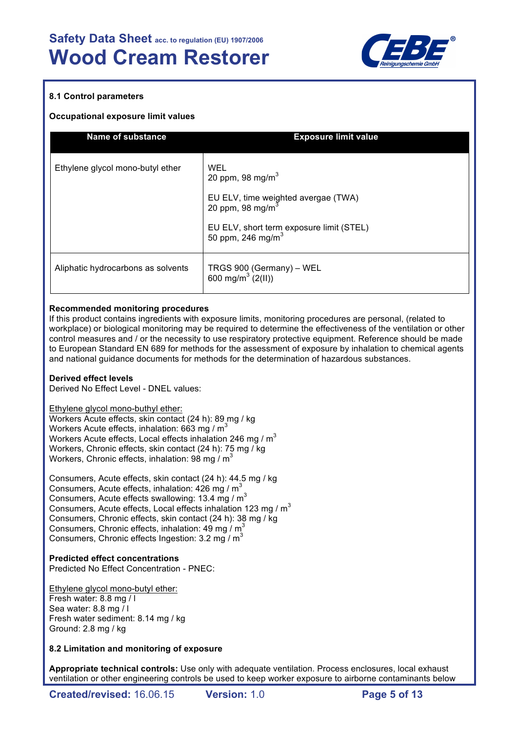### 8.1 Control parameters

**Occupational exposure limit values**

| Name of substance | Exposure limit value |
|---|---|
| Ethylene glycol mono-butyl ether | WEL<br>20 ppm, 98 mg/m$^3$<br><br>EU ELV, time weighted avergae (TWA)<br>20 ppm, 98 mg/m$^3$<br><br>EU ELV, short term exposure limit (STEL)<br>50 ppm, 246 mg/m$^3$ |
| Aliphatic hydrocarbons as solvents | TRGS 900 (Germany) – WEL<br>600 mg/m$^3$ (2(II)) |

**Recommended monitoring procedures**

If this product contains ingredients with exposure limits, monitoring procedures are personal, (related to workplace) or biological monitoring may be required to determine the effectiveness of the ventilation or other control measures and / or the necessity to use respiratory protective equipment. Reference should be made to European Standard EN 689 for methods for the assessment of exposure by inhalation to chemical agents and national guidance documents for methods for the determination of hazardous substances.

**Derived effect levels**

Derived No Effect Level - DNEL values:

Ethylene glycol mono-buthyl ether:

Workers Acute effects, skin contact (24 h): 89 mg / kg
Workers Acute effects, inhalation: 663 mg / m$^3$
Workers Acute effects, Local effects inhalation 246 mg / m$^3$
Workers, Chronic effects, skin contact (24 h): 75 mg / kg
Workers, Chronic effects, inhalation: 98 mg / m$^3$

Consumers, Acute effects, skin contact (24 h): 44.5 mg / kg
Consumers, Acute effects, inhalation: 426 mg / m$^3$
Consumers, Acute effects swallowing: 13.4 mg / m$^3$
Consumers, Acute effects, Local effects inhalation 123 mg / m$^3$
Consumers, Chronic effects, skin contact (24 h): 38 mg / kg
Consumers, Chronic effects, inhalation: 49 mg / m$^3$
Consumers, Chronic effects Ingestion: 3.2 mg / m$^3$

**Predicted effect concentrations**

Predicted No Effect Concentration - PNEC:

Ethylene glycol mono-butyl ether:

Fresh water: 8.8 mg / l
Sea water: 8.8 mg / l
Fresh water sediment: 8.14 mg / kg
Ground: 2.8 mg / kg

### 8.2 Limitation and monitoring of exposure

**Appropriate technical controls:** Use only with adequate ventilation. Process enclosures, local exhaust ventilation or other engineering controls be used to keep worker exposure to airborne contaminants below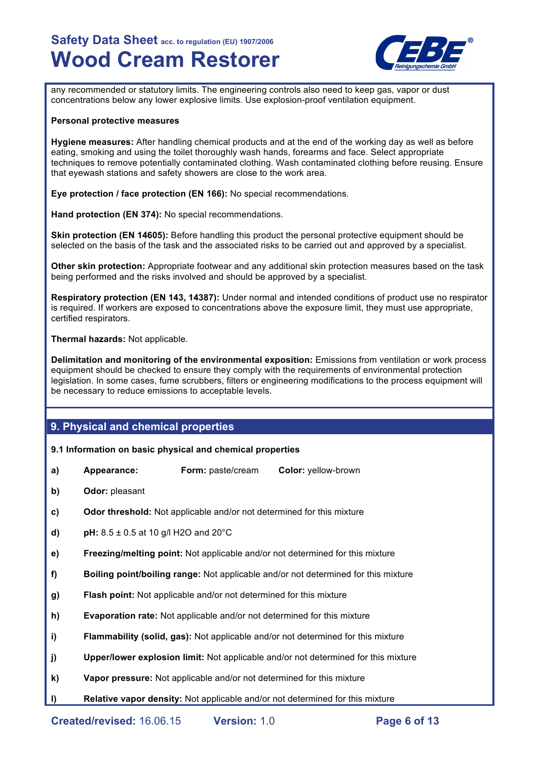any recommended or statutory limits. The engineering controls also need to keep gas, vapor or dust concentrations below any lower explosive limits. Use explosion-proof ventilation equipment.

**Personal protective measures**

**Hygiene measures:** After handling chemical products and at the end of the working day as well as before eating, smoking and using the toilet thoroughly wash hands, forearms and face. Select appropriate techniques to remove potentially contaminated clothing. Wash contaminated clothing before reusing. Ensure that eyewash stations and safety showers are close to the work area.

**Eye protection / face protection (EN 166):** No special recommendations.

**Hand protection (EN 374):** No special recommendations.

**Skin protection (EN 14605):** Before handling this product the personal protective equipment should be selected on the basis of the task and the associated risks to be carried out and approved by a specialist.

**Other skin protection:** Appropriate footwear and any additional skin protection measures based on the task being performed and the risks involved and should be approved by a specialist.

**Respiratory protection (EN 143, 14387):** Under normal and intended conditions of product use no respirator is required. If workers are exposed to concentrations above the exposure limit, they must use appropriate, certified respirators.

**Thermal hazards:** Not applicable.

**Delimitation and monitoring of the environmental exposition:** Emissions from ventilation or work process equipment should be checked to ensure they comply with the requirements of environmental protection legislation. In some cases, fume scrubbers, filters or engineering modifications to the process equipment will be necessary to reduce emissions to acceptable levels.

## 9. Physical and chemical properties

**9.1 Information on basic physical and chemical properties**

- **a)** **Appearance:** **Form:** paste/cream **Color:** yellow-brown
- **b)** **Odor:** pleasant
- **c)** **Odor threshold:** Not applicable and/or not determined for this mixture
- **d)** **pH:** 8.5 ± 0.5 at 10 g/l $H_2O$ and 20°C
- **e)** **Freezing/melting point:** Not applicable and/or not determined for this mixture
- **f)** **Boiling point/boiling range:** Not applicable and/or not determined for this mixture
- **g)** **Flash point:** Not applicable and/or not determined for this mixture
- **h)** **Evaporation rate:** Not applicable and/or not determined for this mixture
- **i)** **Flammability (solid, gas):** Not applicable and/or not determined for this mixture
- **j)** **Upper/lower explosion limit:** Not applicable and/or not determined for this mixture
- **k)** **Vapor pressure:** Not applicable and/or not determined for this mixture
- **l)** **Relative vapor density:** Not applicable and/or not determined for this mixture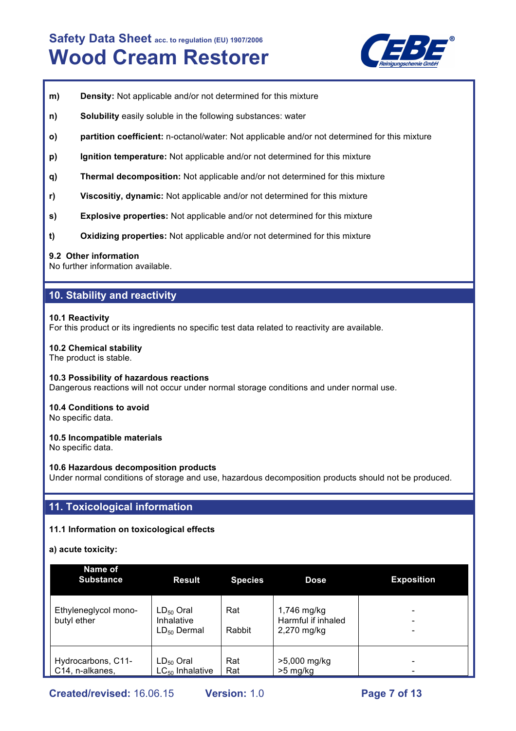- **m)** **Density:** Not applicable and/or not determined for this mixture
- **n)** **Solubility** easily soluble in the following substances: water
- **o)** **partition coefficient:** n-octanol/water: Not applicable and/or not determined for this mixture
- **p)** **Ignition temperature:** Not applicable and/or not determined for this mixture
- **q)** **Thermal decomposition:** Not applicable and/or not determined for this mixture
- **r)** **Viscositiy, dynamic:** Not applicable and/or not determined for this mixture
- **s)** **Explosive properties:** Not applicable and/or not determined for this mixture
- **t)** **Oxidizing properties:** Not applicable and/or not determined for this mixture

**9.2 Other information**
No further information available.

## 10. Stability and reactivity

**10.1 Reactivity**
For this product or its ingredients no specific test data related to reactivity are available.

**10.2 Chemical stability**
The product is stable.

**10.3 Possibility of hazardous reactions**
Dangerous reactions will not occur under normal storage conditions and under normal use.

**10.4 Conditions to avoid**
No specific data.

**10.5 Incompatible materials**
No specific data.

**10.6 Hazardous decomposition products**
Under normal conditions of storage and use, hazardous decomposition products should not be produced.

## 11. Toxicological information

**11.1 Information on toxicological effects**

**a) acute toxicity:**

| Name of Substance | Result | Species | Dose | Exposition |
|---|---|---|---|---|
| Ethyleneglycol mono-butyl ether | $LD_{50}$ Oral<br>Inhalative<br>$LD_{50}$ Dermal | Rat<br><br>Rabbit | 1,746 mg/kg<br>Harmful if inhaled<br>2,270 mg/kg | -<br>-<br>- |
| Hydrocarbons, C11-C14, n-alkanes, | $LD_{50}$ Oral<br>$LC_{50}$ Inhalative | Rat<br>Rat | >5,000 mg/kg<br>>5 mg/kg | -<br>- |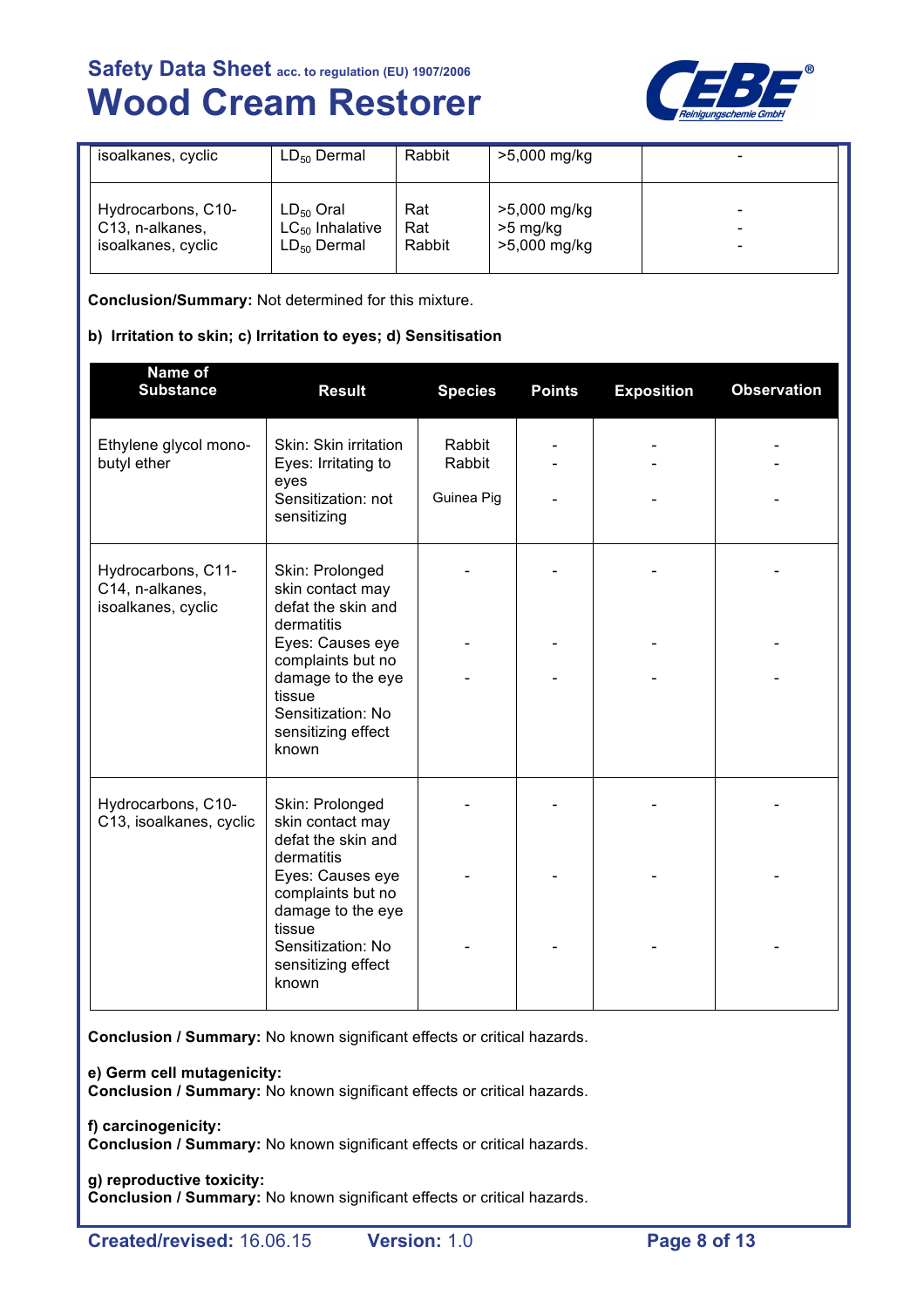| | | | | |
|---|---|---|---|---|
| isoalkanes, cyclic | $LD_{50}$ Dermal | Rabbit | >5,000 mg/kg | - |
| Hydrocarbons, C10-C13, n-alkanes, isoalkanes, cyclic | $LD_{50}$ Oral<br>$LC_{50}$ Inhalative<br>$LD_{50}$ Dermal | Rat<br>Rat<br>Rabbit | >5,000 mg/kg<br>>5 mg/kg<br>>5,000 mg/kg | -<br>-<br>- |

**Conclusion/Summary:** Not determined for this mixture.

**b) Irritation to skin; c) Irritation to eyes; d) Sensitisation**

| Name of Substance | Result | Species | Points | Exposition | Observation |
|---|---|---|---|---|---|
| Ethylene glycol mono-butyl ether | Skin: Skin irritation<br>Eyes: Irritating to eyes<br>Sensitization: not sensitizing | Rabbit<br>Rabbit<br>Guinea Pig | -<br>-<br>- | -<br>-<br>- | -<br>-<br>- |
| Hydrocarbons, C11-C14, n-alkanes, isoalkanes, cyclic | Skin: Prolonged skin contact may defat the skin and dermatitis<br>Eyes: Causes eye complaints but no damage to the eye tissue<br>Sensitization: No sensitizing effect known | -<br>-<br>- | -<br>-<br>- | -<br>-<br>- | -<br>-<br>- |
| Hydrocarbons, C10-C13, isoalkanes, cyclic | Skin: Prolonged skin contact may defat the skin and dermatitis<br>Eyes: Causes eye complaints but no damage to the eye tissue<br>Sensitization: No sensitizing effect known | -<br>-<br>- | -<br>-<br>- | -<br>-<br>- | -<br>-<br>- |

**Conclusion / Summary:** No known significant effects or critical hazards.

**e) Germ cell mutagenicity:**
**Conclusion / Summary:** No known significant effects or critical hazards.

**f) carcinogenicity:**
**Conclusion / Summary:** No known significant effects or critical hazards.

**g) reproductive toxicity:**
**Conclusion / Summary:** No known significant effects or critical hazards.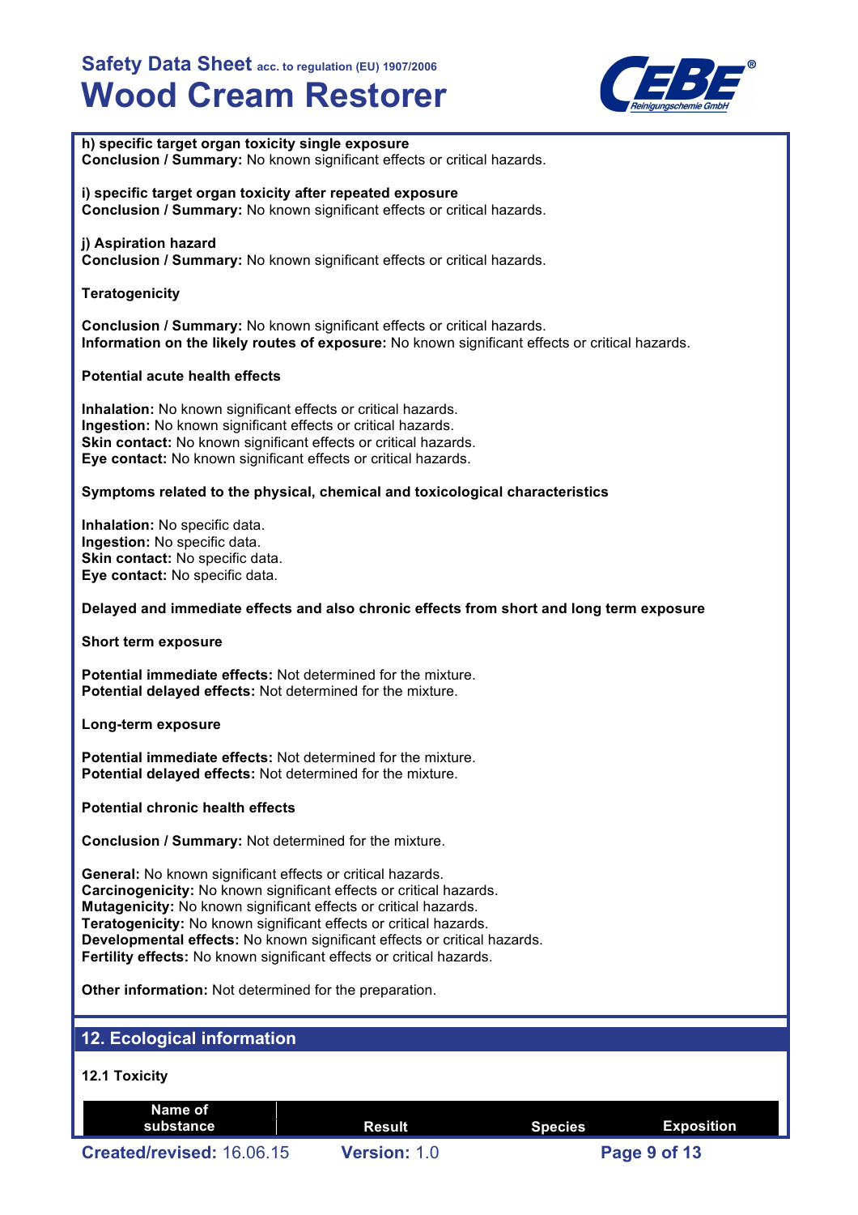**h) specific target organ toxicity single exposure**
**Conclusion / Summary:** No known significant effects or critical hazards.

**i) specific target organ toxicity after repeated exposure**
**Conclusion / Summary:** No known significant effects or critical hazards.

**j) Aspiration hazard**
**Conclusion / Summary:** No known significant effects or critical hazards.

**Teratogenicity**

**Conclusion / Summary:** No known significant effects or critical hazards.
**Information on the likely routes of exposure:** No known significant effects or critical hazards.

**Potential acute health effects**

**Inhalation:** No known significant effects or critical hazards.
**Ingestion:** No known significant effects or critical hazards.
**Skin contact:** No known significant effects or critical hazards.
**Eye contact:** No known significant effects or critical hazards.

**Symptoms related to the physical, chemical and toxicological characteristics**

**Inhalation:** No specific data.
**Ingestion:** No specific data.
**Skin contact:** No specific data.
**Eye contact:** No specific data.

**Delayed and immediate effects and also chronic effects from short and long term exposure**

**Short term exposure**

**Potential immediate effects:** Not determined for the mixture.
**Potential delayed effects:** Not determined for the mixture.

**Long-term exposure**

**Potential immediate effects:** Not determined for the mixture.
**Potential delayed effects:** Not determined for the mixture.

**Potential chronic health effects**

**Conclusion / Summary:** Not determined for the mixture.

**General:** No known significant effects or critical hazards.
**Carcinogenicity:** No known significant effects or critical hazards.
**Mutagenicity:** No known significant effects or critical hazards.
**Teratogenicity:** No known significant effects or critical hazards.
**Developmental effects:** No known significant effects or critical hazards.
**Fertility effects:** No known significant effects or critical hazards.

**Other information:** Not determined for the preparation.

## 12. Ecological information

**12.1 Toxicity**

| Name of substance | Result | Species | Exposition |
|---|---|---|---|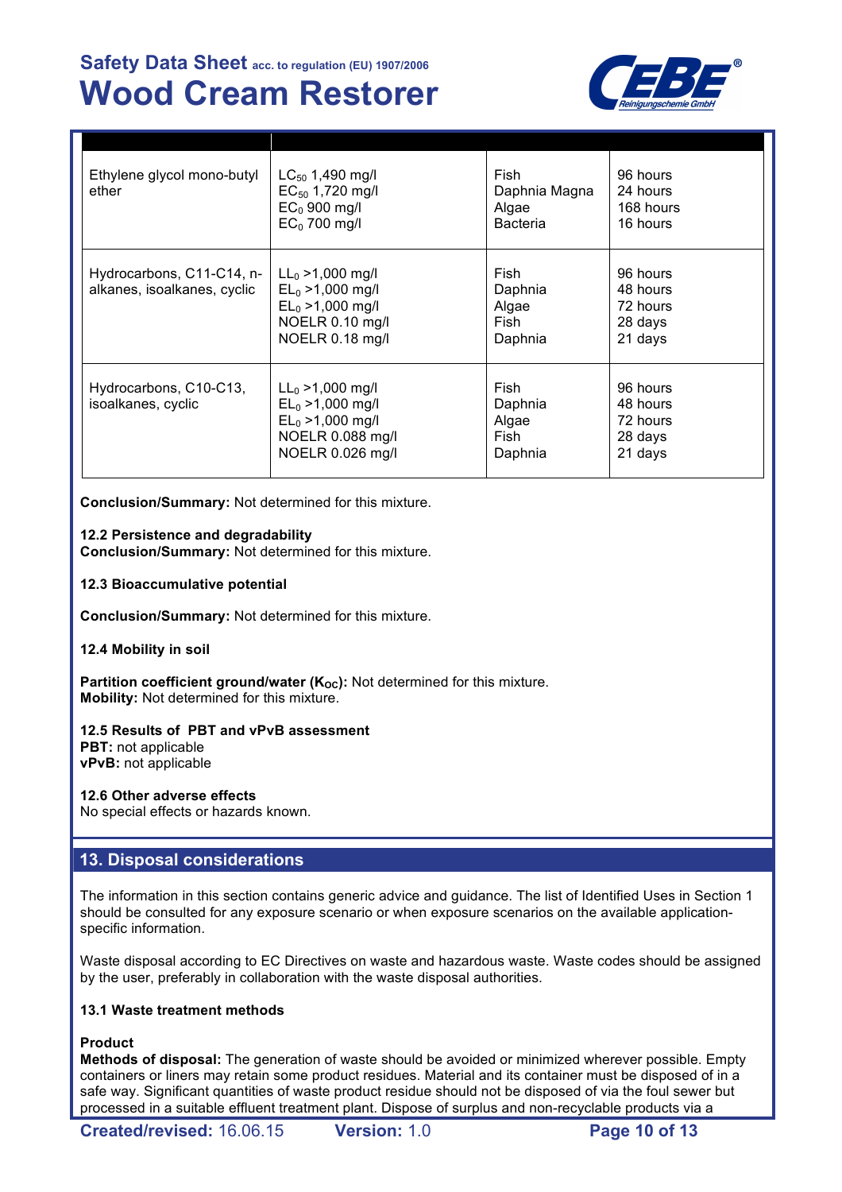| | | | |
|---|---|---|---|
| Ethylene glycol mono-butyl ether | $LC_{50}$ 1,490 mg/l<br>$EC_{50}$ 1,720 mg/l<br>$EC_0$ 900 mg/l<br>$EC_0$ 700 mg/l | Fish<br>Daphnia Magna<br>Algae<br>Bacteria | 96 hours<br>24 hours<br>168 hours<br>16 hours |
| Hydrocarbons, C11-C14, n-alkanes, isoalkanes, cyclic | $LL_0$ >1,000 mg/l<br>$EL_0$ >1,000 mg/l<br>$EL_0$ >1,000 mg/l<br>NOELR 0.10 mg/l<br>NOELR 0.18 mg/l | Fish<br>Daphnia<br>Algae<br>Fish<br>Daphnia | 96 hours<br>48 hours<br>72 hours<br>28 days<br>21 days |
| Hydrocarbons, C10-C13, isoalkanes, cyclic | $LL_0$ >1,000 mg/l<br>$EL_0$ >1,000 mg/l<br>$EL_0$ >1,000 mg/l<br>NOELR 0.088 mg/l<br>NOELR 0.026 mg/l | Fish<br>Daphnia<br>Algae<br>Fish<br>Daphnia | 96 hours<br>48 hours<br>72 hours<br>28 days<br>21 days |

**Conclusion/Summary:** Not determined for this mixture.

**12.2 Persistence and degradability**
**Conclusion/Summary:** Not determined for this mixture.

**12.3 Bioaccumulative potential**

**Conclusion/Summary:** Not determined for this mixture.

**12.4 Mobility in soil**

**Partition coefficient ground/water ($K_{OC}$):** Not determined for this mixture.
**Mobility:** Not determined for this mixture.

**12.5 Results of PBT and vPvB assessment**
**PBT:** not applicable
**vPvB:** not applicable

**12.6 Other adverse effects**
No special effects or hazards known.

## 13. Disposal considerations

The information in this section contains generic advice and guidance. The list of Identified Uses in Section 1 should be consulted for any exposure scenario or when exposure scenarios on the available application-specific information.

Waste disposal according to EC Directives on waste and hazardous waste. Waste codes should be assigned by the user, preferably in collaboration with the waste disposal authorities.

**13.1 Waste treatment methods**

**Product**
**Methods of disposal:** The generation of waste should be avoided or minimized wherever possible. Empty containers or liners may retain some product residues. Material and its container must be disposed of in a safe way. Significant quantities of waste product residue should not be disposed of via the foul sewer but processed in a suitable effluent treatment plant. Dispose of surplus and non-recyclable products via a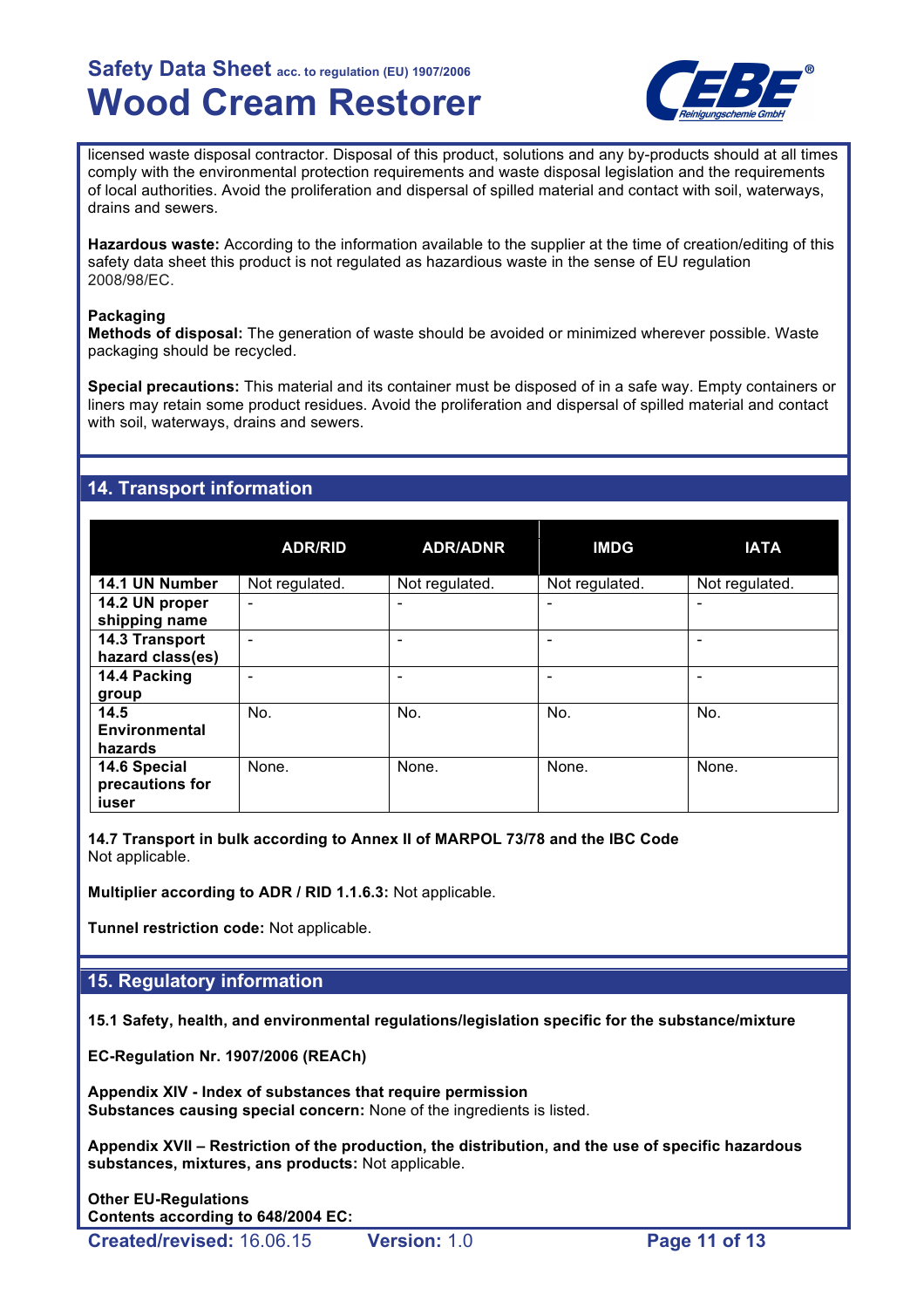licensed waste disposal contractor. Disposal of this product, solutions and any by-products should at all times comply with the environmental protection requirements and waste disposal legislation and the requirements of local authorities. Avoid the proliferation and dispersal of spilled material and contact with soil, waterways, drains and sewers.

**Hazardous waste:** According to the information available to the supplier at the time of creation/editing of this safety data sheet this product is not regulated as hazardious waste in the sense of EU regulation 2008/98/EC.

**Packaging**
**Methods of disposal:** The generation of waste should be avoided or minimized wherever possible. Waste packaging should be recycled.

**Special precautions:** This material and its container must be disposed of in a safe way. Empty containers or liners may retain some product residues. Avoid the proliferation and dispersal of spilled material and contact with soil, waterways, drains and sewers.

## 14. Transport information

| | ADR/RID | ADR/ADNR | IMDG | IATA |
|---|---|---|---|---|
| **14.1 UN Number** | Not regulated. | Not regulated. | Not regulated. | Not regulated. |
| **14.2 UN proper shipping name** | - | - | - | - |
| **14.3 Transport hazard class(es)** | - | - | - | - |
| **14.4 Packing group** | - | - | - | - |
| **14.5 Environmental hazards** | No. | No. | No. | No. |
| **14.6 Special precautions for iuser** | None. | None. | None. | None. |

**14.7 Transport in bulk according to Annex II of MARPOL 73/78 and the IBC Code**
Not applicable.

**Multiplier according to ADR / RID 1.1.6.3:** Not applicable.

**Tunnel restriction code:** Not applicable.

## 15. Regulatory information

**15.1 Safety, health, and environmental regulations/legislation specific for the substance/mixture**

**EC-Regulation Nr. 1907/2006 (REACh)**

**Appendix XIV - Index of substances that require permission**
**Substances causing special concern:** None of the ingredients is listed.

**Appendix XVII – Restriction of the production, the distribution, and the use of specific hazardous substances, mixtures, ans products:** Not applicable.

**Other EU-Regulations**
**Contents according to 648/2004 EC:**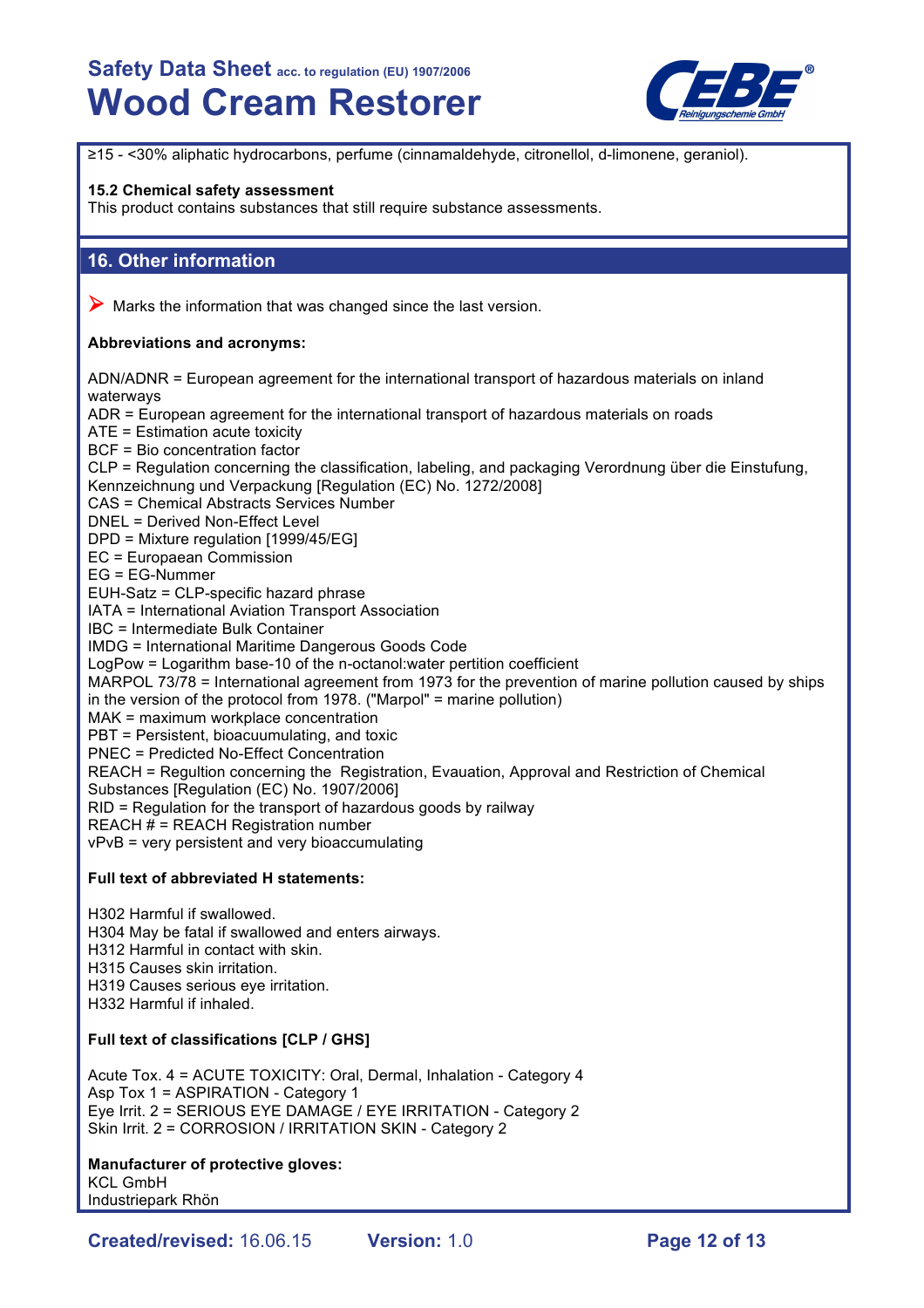≥15 - <30% aliphatic hydrocarbons, perfume (cinnamaldehyde, citronellol, d-limonene, geraniol).

**15.2 Chemical safety assessment**
This product contains substances that still require substance assessments.

## 16. Other information

➤ Marks the information that was changed since the last version.

**Abbreviations and acronyms:**

ADN/ADNR = European agreement for the international transport of hazardous materials on inland waterways
ADR = European agreement for the international transport of hazardous materials on roads
ATE = Estimation acute toxicity
BCF = Bio concentration factor
CLP = Regulation concerning the classification, labeling, and packaging Verordnung über die Einstufung, Kennzeichnung und Verpackung [Regulation (EC) No. 1272/2008]
CAS = Chemical Abstracts Services Number
DNEL = Derived Non-Effect Level
DPD = Mixture regulation [1999/45/EG]
EC = Europaean Commission
EG = EG-Nummer
EUH-Satz = CLP-specific hazard phrase
IATA = International Aviation Transport Association
IBC = Intermediate Bulk Container
IMDG = International Maritime Dangerous Goods Code
LogPow = Logarithm base-10 of the n-octanol:water partition coefficient
MARPOL 73/78 = International agreement from 1973 for the prevention of marine pollution caused by ships in the version of the protocol from 1978. ("Marpol" = marine pollution)
MAK = maximum workplace concentration
PBT = Persistent, bioacuumulating, and toxic
PNEC = Predicted No-Effect Concentration
REACH = Regultion concerning the Registration, Evauation, Approval and Restriction of Chemical Substances [Regulation (EC) No. 1907/2006]
RID = Regulation for the transport of hazardous goods by railway
REACH # = REACH Registration number
vPvB = very persistent and very bioaccumulating

**Full text of abbreviated H statements:**

H302 Harmful if swallowed.
H304 May be fatal if swallowed and enters airways.
H312 Harmful in contact with skin.
H315 Causes skin irritation.
H319 Causes serious eye irritation.
H332 Harmful if inhaled.

**Full text of classifications [CLP / GHS]**

Acute Tox. 4 = ACUTE TOXICITY: Oral, Dermal, Inhalation - Category 4
Asp Tox 1 = ASPIRATION - Category 1
Eye Irrit. 2 = SERIOUS EYE DAMAGE / EYE IRRITATION - Category 2
Skin Irrit. 2 = CORROSION / IRRITATION SKIN - Category 2

**Manufacturer of protective gloves:**
KCL GmbH
Industriepark Rhön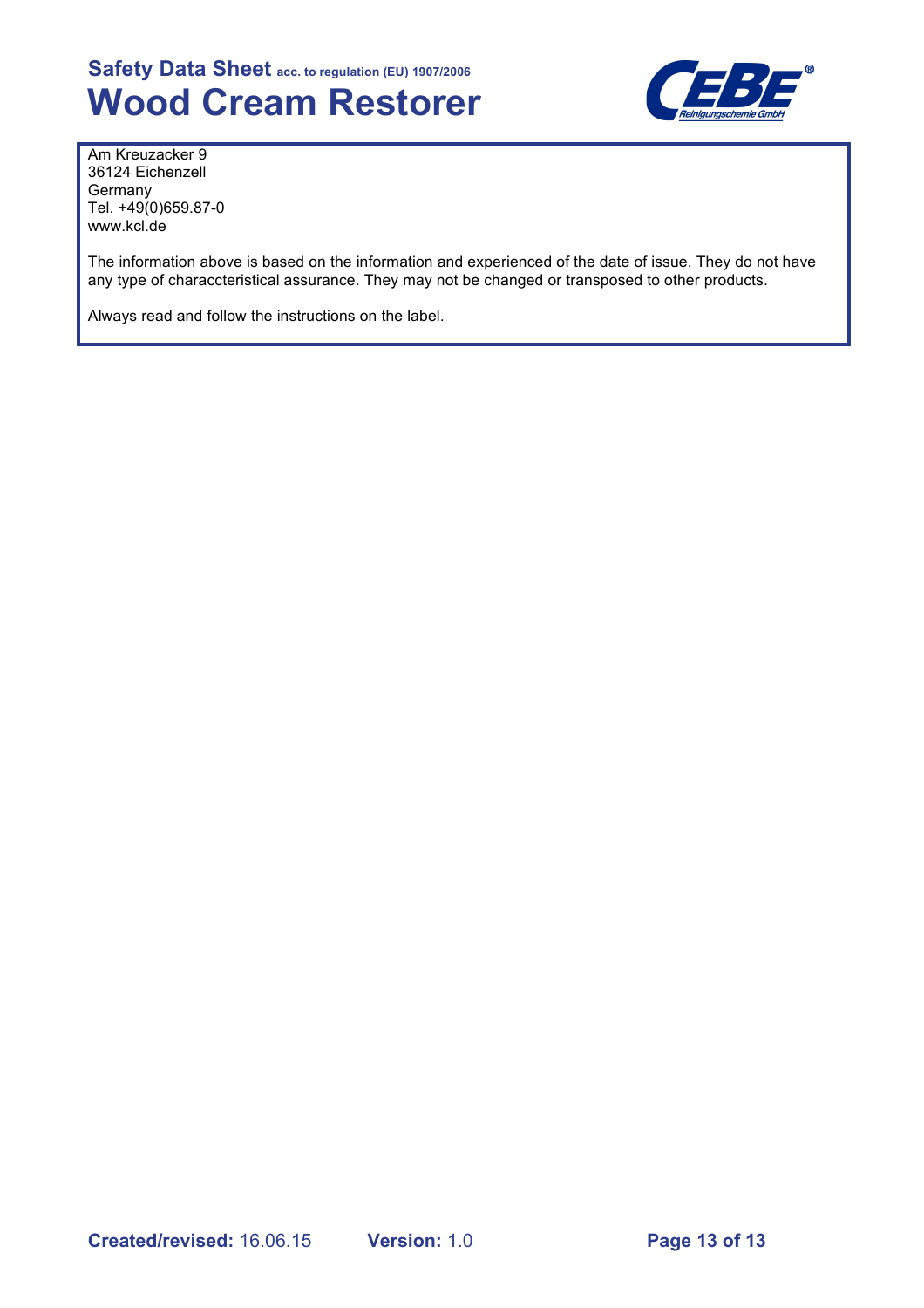Am Kreuzacker 9
36124 Eichenzell
Germany
Tel. +49(0)659.87-0
www.kcl.de

The information above is based on the information and experienced of the date of issue. They do not have any type of characcteristical assurance. They may not be changed or transposed to other products.

Always read and follow the instructions on the label.